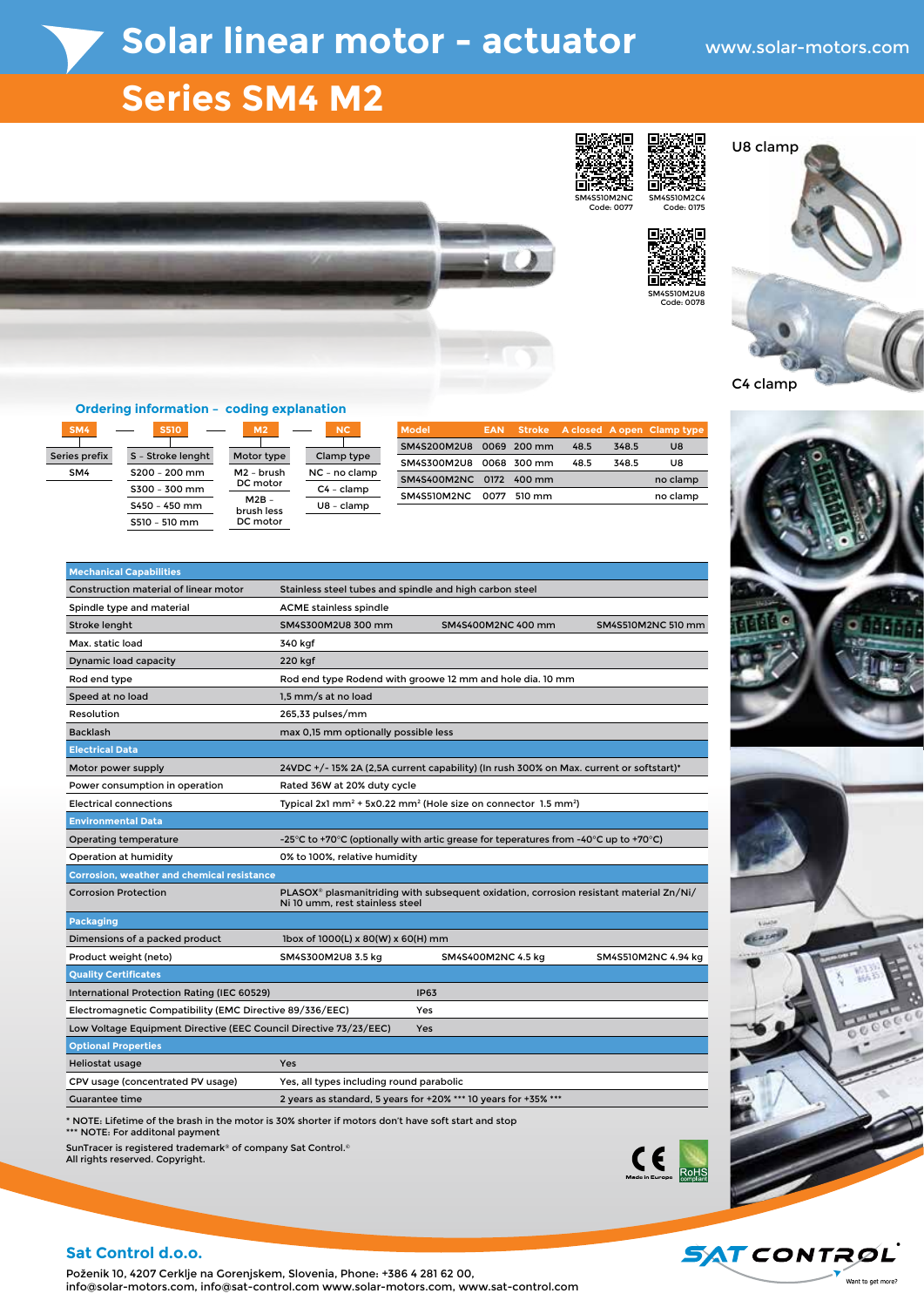# Solar linear motor - actuator

www.solar-motors.com

## Series SM4 M2

SM4S510M2NC Code: 0077

SM4S510M2C4 Code: 0175

SM4S510M2U8 Code: 0078

U8 clamp

C4 clamp

### Ordering information – coding explanation

| SM4 | S510 | M2 | NC |
|---|---|---|---|
| Series prefix | S - Stroke lenght | Motor type | Clamp type |
| SM4 | S200 - 200 mm | M2 - brush DC motor | NC - no clamp |
| | S300 - 300 mm | M2B - brush less DC motor | C4 - clamp |
| | S450 - 450 mm | | U8 - clamp |
| | S510 - 510 mm | | |

| Model | EAN | Stroke | A closed | A open | Clamp type |
|---|---|---|---|---|---|
| SM4S200M2U8 | 0069 | 200 mm | 48.5 | 348.5 | U8 |
| SM4S300M2U8 | 0068 | 300 mm | 48.5 | 348.5 | U8 |
| SM4S400M2NC | 0172 | 400 mm | | | no clamp |
| SM4S510M2NC | 0077 | 510 mm | | | no clamp |

| **Mechanical Capabilities** | | | |
|---|---|---|---|
| Construction material of linear motor | Stainless steel tubes and spindle and high carbon steel | | |
| Spindle type and material | ACME stainless spindle | | |
| Stroke lenght | SM4S300M2U8 300 mm | SM4S400M2NC 400 mm | SM4S510M2NC 510 mm |
| Max. static load | 340 kgf | | |
| Dynamic load capacity | 220 kgf | | |
| Rod end type | Rod end type Rodend with groowe 12 mm and hole dia. 10 mm | | |
| Speed at no load | 1,5 mm/s at no load | | |
| Resolution | 265,33 pulses/mm | | |
| Backlash | max 0,15 mm optionally possible less | | |
| **Electrical Data** | | | |
| Motor power supply | 24VDC +/- 15% 2A (2,5A current capability) (In rush 300% on Max. current or softstart)* | | |
| Power consumption in operation | Rated 36W at 20% duty cycle | | |
| Electrical connections | Typical 2x1 mm² + 5x0.22 mm² (Hole size on connector 1.5 mm²) | | |
| **Environmental Data** | | | |
| Operating temperature | -25°C to +70°C (optionally with artic grease for teperatures from -40°C up to +70°C) | | |
| Operation at humidity | 0% to 100%, relative humidity | | |
| **Corrosion, weather and chemical resistance** | | | |
| Corrosion Protection | PLASOX® plasmanitriding with subsequent oxidation, corrosion resistant material Zn/Ni/ Ni 10 umm, rest stainless steel | | |
| **Packaging** | | | |
| Dimensions of a packed product | 1box of 1000(L) x 80(W) x 60(H) mm | | |
| Product weight (neto) | SM4S300M2U8 3.5 kg | SM4S400M2NC 4.5 kg | SM4S510M2NC 4.94 kg |
| **Quality Certificates** | | | |
| International Protection Rating (IEC 60529) | IP63 | | |
| Electromagnetic Compatibility (EMC Directive 89/336/EEC) | Yes | | |
| Low Voltage Equipment Directive (EEC Council Directive 73/23/EEC) | Yes | | |
| **Optional Properties** | | | |
| Heliostat usage | Yes | | |
| CPV usage (concentrated PV usage) | Yes, all types including round parabolic | | |
| Guarantee time | 2 years as standard, 5 years for +20% *** 10 years for +35% *** | | |

\* NOTE: Lifetime of the brash in the motor is 30% shorter if motors don't have soft start and stop
*** NOTE: For additonal payment

SunTracer is registered trademark® of company Sat Control.®
All rights reserved. Copyright.

CE Made in Europe · RoHS compliant

**Sat Control d.o.o.**

Poženik 10, 4207 Cerklje na Gorenjskem, Slovenia, Phone: +386 4 281 62 00,
info@solar-motors.com, info@sat-control.com www.solar-motors.com, www.sat-control.com

SAT CONTROL — Want to get more?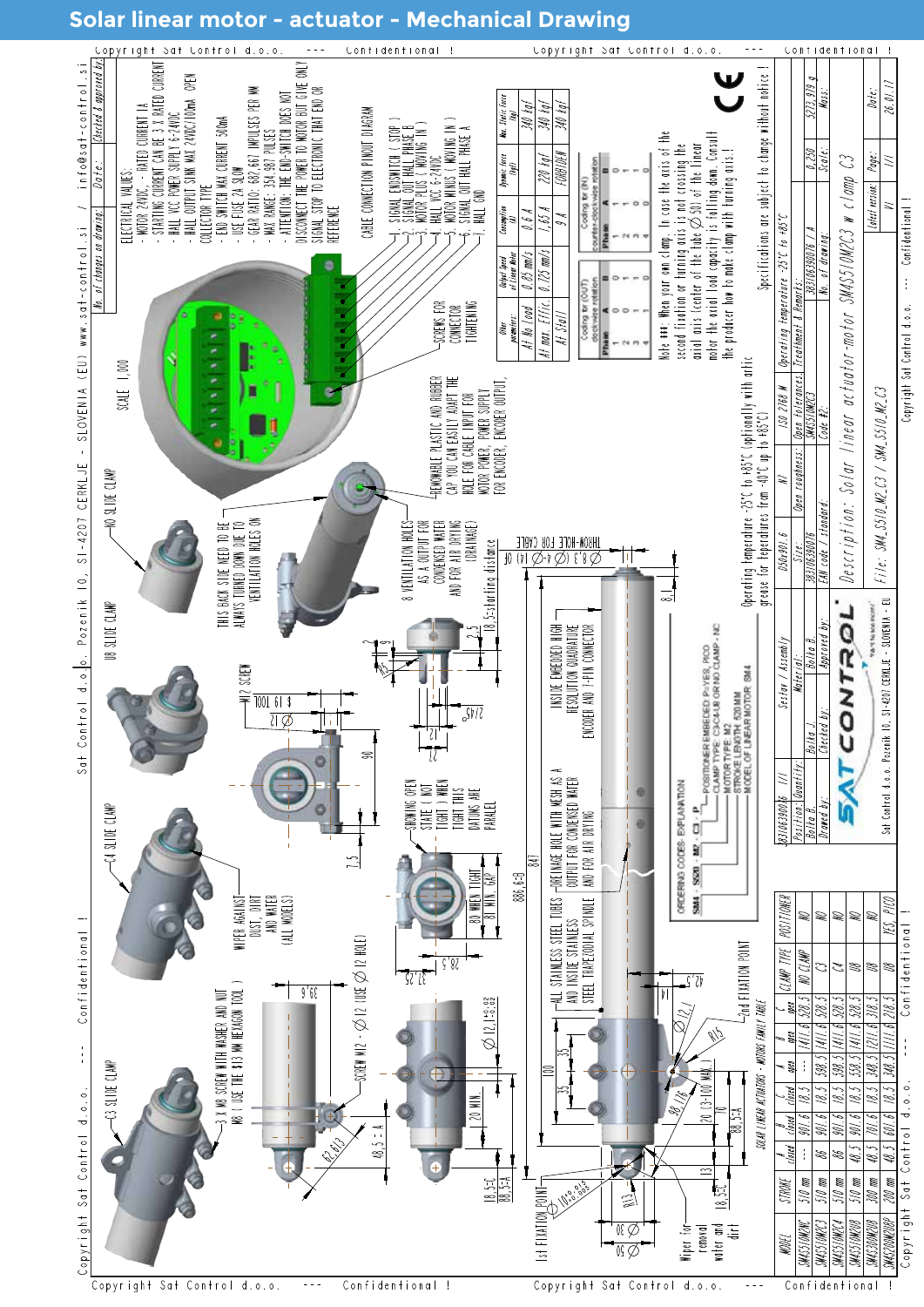# Solar linear motor - actuator - Mechanical Drawing

Sat Control d.o.o. Pozenik 10, SI-4207 CERKLJE - SLOVENIA (EU) www.sat-control.si / info@sat-control.si

ELECTRICAL VALUES:
- MOTOR 24VDC - RATED CURRENT 1A
- STARTING CURRENT CAN BE 3 X RATED CURRENT
- HALL VCC POWER SUPPLY 6-24VDC
- HALL OUTPUT SINK MAX 24VDC/100mA OPEN COLLECTOR TYPE
- END SWITCH MAX CURRENT 500mA
- USE FUSE 2A SLOW
- GEAR RATIO: 682.667 IMPULSES PER MM
- MAX RANGE: 354.987 PULSES
- ATTENTION: THE END-SWITCH DOES NOT DISCONNECT THE POWER TO MOTOR BUT GIVE ONLY SIGNAL STOP TO ELECTRONIC THAT END OR REFERENCE

CABLE CONNECTION PINOUT DIAGRAM
1. SIGNAL ENDSWITCH ( STOP )
2. SIGNAL OUT HALL PHASE B
3. MOTOR PLUS ( MOVING IN )
4. HALL VCC 6-24VDC
5. MOTOR MINUS ( MOVING IN )
6. SIGNAL OUT HALL PHASE A
7. HALL GND

SCREWS FOR CONNECTOR TIGHTENING

SCALE 1:000

| Other parameters: | Output Speed of Linear Motor | Consumption (A) | Dynamic Force (kgf) | Max. Static Force (kgf) |
|---|---|---|---|---|
| At No load | 0.85 mm/s | 0.6 A | | 340 kgf |
| At max. Effic. | 0.725 mm/s | 1.65 A | 220 kgf | 340 kgf |
| At Stall | | 9 A | FORBIDEN | 340 kgf |

Coding for (OUT) clockwise rotation

| Phase | A | B |
|---|---|---|
| 1 | 0 | 0 |
| 2 | 0 | 1 |
| 3 | 1 | 1 |
| 4 | 1 | 0 |

Coding for (IN) counter-clockwise rotation

| Phase | A | B |
|---|---|---|
| 1 | 1 | 0 |
| 2 | 1 | 1 |
| 3 | 0 | 1 |
| 4 | 0 | 0 |

Note ###: When your own clamp: In case the axis of the second fixation or turning axis is not crossing the axial axis (center of the tube ∅ 50) of the linear motor the axial load capacity is falling down. Consult the producer how to make clamp with turning axis!

Specifications are subject to change without notice !

C3 SLIDE CLAMP

C4 SLIDE CLAMP

U8 SLIDE CLAMP

NO SLIDE CLAMP

3 X M8 SCREW WITH WASHER AND NUT M8 ( USE THE $13 MM HEXAGON TOOL )

WIPER AGAINST DUST, DIRT AND WATER (ALL MODELS)

THIS BACK SIDE NEED TO BE ALWAYS TURNED DOWN DUE TO VENTILATION HOLES ON

M12 SCREW

8 VENTILATION HOLES AS A OUTPUT FOR CONDENSED WATER AND FOR AIR DRYING (DRAINAGE)

REMOVABLE PLASTIC AND RUBBER CAP YOU CAN EASILY ADAPT THE HOLE FOR CABLE INPUT FOR MOTOR POWER, POWER SUPPLY FOR ENCODER, ENCODER OUTPUT.

THROW-HOLE FOR CABLE ∅ 8,3 ( ∅ 4 ) OF

18,5-starting distance

SCREW M12 - ∅ 12 ( USE ∅ 12 HOLE )

SHOWING OPEN STATE ( NOT TIGHT ) WHEN TIGHT THIS DATUMS ARE PARALEL

80 WHEN TIGHT 81 MIN. GAP

DRAINAGE HOLE WITH MESH AS A OUTPUT FOR CONDENSED WATER AND FOR AIR DRYING

ALL STAINLESS STEEL TUBES AND INSIDE STAINLESS STEEL TRAPEZOIDAL SPINDLE

INSIDE EMBEDED HIGH RESOLUTION QUADRATURE ENCODER AND 7-PIN CONNECTOR

1st FIXATION POINT

2nd FIXATION POINT

Wiper for removal water and dirt

ORDERING CODES: EXPLANATION

SM4 - S520 - M2 - C3 - P
- P — POSITIONER EMBEDED: P=YES, P/CO
- C3 — CLAMP TYPE: C3/C4/U8 OR NO CLAMP - NC
- M2 — MOTOR TYPE: M2
- S520 — STROKE LENGTH: 520 MM
- SM4 — MODEL OF LINEAR MOTOR SM4

Operating temperature -25°C to +85°C (optionally with artic grease for temperatures from -40°C up to +85°C)

SOLAR LINEAR ACTUATORS - MOTORS FAMILY TABLE

| MODEL | STROKE | A closed | B closed | C closed | A open | B open | C open | CLAMP TYPE | POSITIONER |
|---|---|---|---|---|---|---|---|---|---|
| SM4S510M2NC | 510 mm | --- | 901,6 | 18,5 | --- | 1411,6 | 528,5 | NO CLAMP | NO |
| SM4S510M2C3 | 510 mm | 86 | 901,6 | 18,5 | 598,5 | 1411,6 | 528,5 | C3 | NO |
| SM4S510M2C4 | 510 mm | 86 | 901,6 | 18,5 | 598,5 | 1411,6 | 528,5 | C4 | NO |
| SM4S510M2U8 | 510 mm | 48,5 | 901,6 | 18,5 | 558,5 | 1411,6 | 528,5 | U8 | NO |
| SM4S300M2U8 | 300 mm | 48,5 | 701,6 | 18,5 | 348,5 | 1211,6 | 318,5 | U8 | NO |
| SM4S200M2U8P | 200 mm | 48,5 | 601,6 | 18,5 | 348,5 | 1111,6 | 218,5 | U8 | YES, P/CO |

| Position: | Quantity: | Section / Assembly | D50x901,6 | N7 | ISO 2768 M | Operating temperature -25°C to +85°C |
|---|---|---|---|---|---|---|
| 38310639006 | 1/1 | Material: | Size: | Open roughness: | Open tolerances: | Treatment & Remarks: |
| Drawn by: Boltka B. | Checked by: Boltka J. | Approved by: Boltka B. | EAN code / standard: 38310639006 | Code #2: SM4S510M2C3 | No. of drawing: 38310639007 6 / A | Scale: 0,350 | Mass: 5273,979 g |

Description: Solar linear actuator-motor SM4S510M2C3 w clamp C3

File: SM4_S510_M2_C3 / SM4_S510_M2_C3

Latest version: VI — Page: 1/1 — Date: 26.01.17

SAT CONTROL — Sat Control d.o.o. Pozenik 10, SI-4207 CERKLJE - SLOVENIA - EU